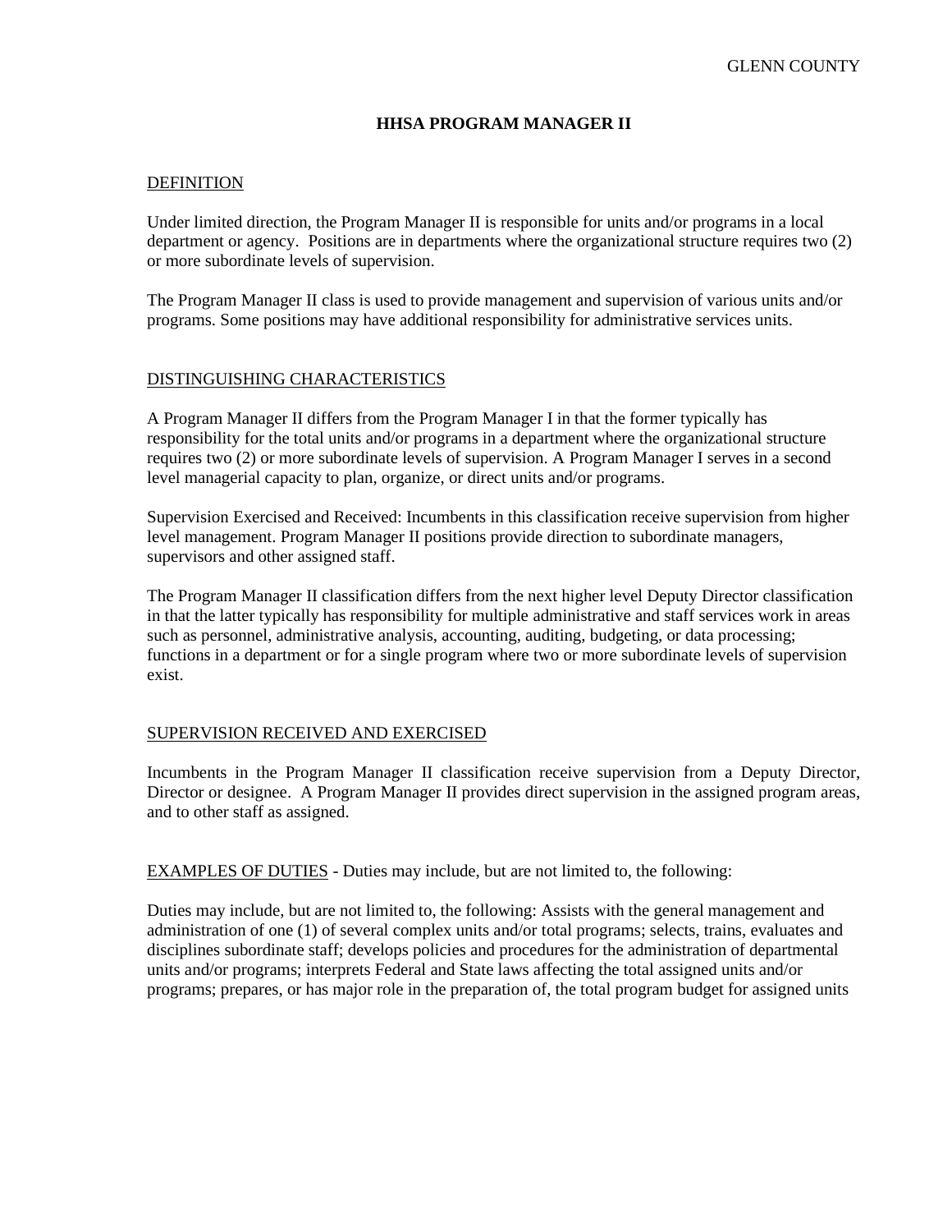GLENN COUNTY

# HHSA PROGRAM MANAGER II

## DEFINITION

Under limited direction, the Program Manager II is responsible for units and/or programs in a local department or agency. Positions are in departments where the organizational structure requires two (2) or more subordinate levels of supervision.

The Program Manager II class is used to provide management and supervision of various units and/or programs. Some positions may have additional responsibility for administrative services units.

## DISTINGUISHING CHARACTERISTICS

A Program Manager II differs from the Program Manager I in that the former typically has responsibility for the total units and/or programs in a department where the organizational structure requires two (2) or more subordinate levels of supervision. A Program Manager I serves in a second level managerial capacity to plan, organize, or direct units and/or programs.

Supervision Exercised and Received: Incumbents in this classification receive supervision from higher level management. Program Manager II positions provide direction to subordinate managers, supervisors and other assigned staff.

The Program Manager II classification differs from the next higher level Deputy Director classification in that the latter typically has responsibility for multiple administrative and staff services work in areas such as personnel, administrative analysis, accounting, auditing, budgeting, or data processing; functions in a department or for a single program where two or more subordinate levels of supervision exist.

## SUPERVISION RECEIVED AND EXERCISED

Incumbents in the Program Manager II classification receive supervision from a Deputy Director, Director or designee. A Program Manager II provides direct supervision in the assigned program areas, and to other staff as assigned.

## EXAMPLES OF DUTIES - Duties may include, but are not limited to, the following:

Duties may include, but are not limited to, the following: Assists with the general management and administration of one (1) of several complex units and/or total programs; selects, trains, evaluates and disciplines subordinate staff; develops policies and procedures for the administration of departmental units and/or programs; interprets Federal and State laws affecting the total assigned units and/or programs; prepares, or has major role in the preparation of, the total program budget for assigned units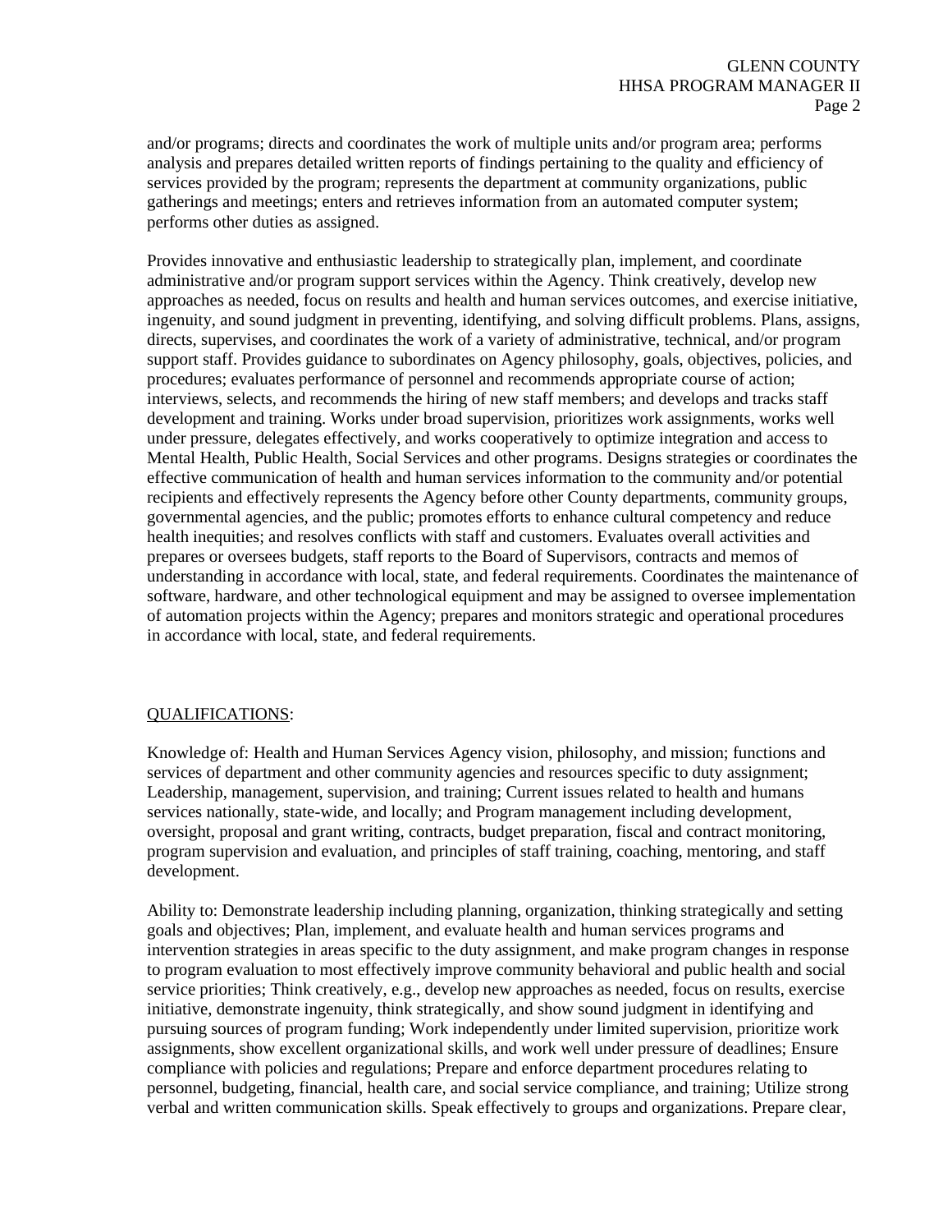and/or programs; directs and coordinates the work of multiple units and/or program area; performs analysis and prepares detailed written reports of findings pertaining to the quality and efficiency of services provided by the program; represents the department at community organizations, public gatherings and meetings; enters and retrieves information from an automated computer system; performs other duties as assigned.

Provides innovative and enthusiastic leadership to strategically plan, implement, and coordinate administrative and/or program support services within the Agency. Think creatively, develop new approaches as needed, focus on results and health and human services outcomes, and exercise initiative, ingenuity, and sound judgment in preventing, identifying, and solving difficult problems. Plans, assigns, directs, supervises, and coordinates the work of a variety of administrative, technical, and/or program support staff. Provides guidance to subordinates on Agency philosophy, goals, objectives, policies, and procedures; evaluates performance of personnel and recommends appropriate course of action; interviews, selects, and recommends the hiring of new staff members; and develops and tracks staff development and training. Works under broad supervision, prioritizes work assignments, works well under pressure, delegates effectively, and works cooperatively to optimize integration and access to Mental Health, Public Health, Social Services and other programs. Designs strategies or coordinates the effective communication of health and human services information to the community and/or potential recipients and effectively represents the Agency before other County departments, community groups, governmental agencies, and the public; promotes efforts to enhance cultural competency and reduce health inequities; and resolves conflicts with staff and customers. Evaluates overall activities and prepares or oversees budgets, staff reports to the Board of Supervisors, contracts and memos of understanding in accordance with local, state, and federal requirements. Coordinates the maintenance of software, hardware, and other technological equipment and may be assigned to oversee implementation of automation projects within the Agency; prepares and monitors strategic and operational procedures in accordance with local, state, and federal requirements.

## QUALIFICATIONS:

Knowledge of: Health and Human Services Agency vision, philosophy, and mission; functions and services of department and other community agencies and resources specific to duty assignment; Leadership, management, supervision, and training; Current issues related to health and humans services nationally, state-wide, and locally; and Program management including development, oversight, proposal and grant writing, contracts, budget preparation, fiscal and contract monitoring, program supervision and evaluation, and principles of staff training, coaching, mentoring, and staff development.

Ability to: Demonstrate leadership including planning, organization, thinking strategically and setting goals and objectives; Plan, implement, and evaluate health and human services programs and intervention strategies in areas specific to the duty assignment, and make program changes in response to program evaluation to most effectively improve community behavioral and public health and social service priorities; Think creatively, e.g., develop new approaches as needed, focus on results, exercise initiative, demonstrate ingenuity, think strategically, and show sound judgment in identifying and pursuing sources of program funding; Work independently under limited supervision, prioritize work assignments, show excellent organizational skills, and work well under pressure of deadlines; Ensure compliance with policies and regulations; Prepare and enforce department procedures relating to personnel, budgeting, financial, health care, and social service compliance, and training; Utilize strong verbal and written communication skills. Speak effectively to groups and organizations. Prepare clear,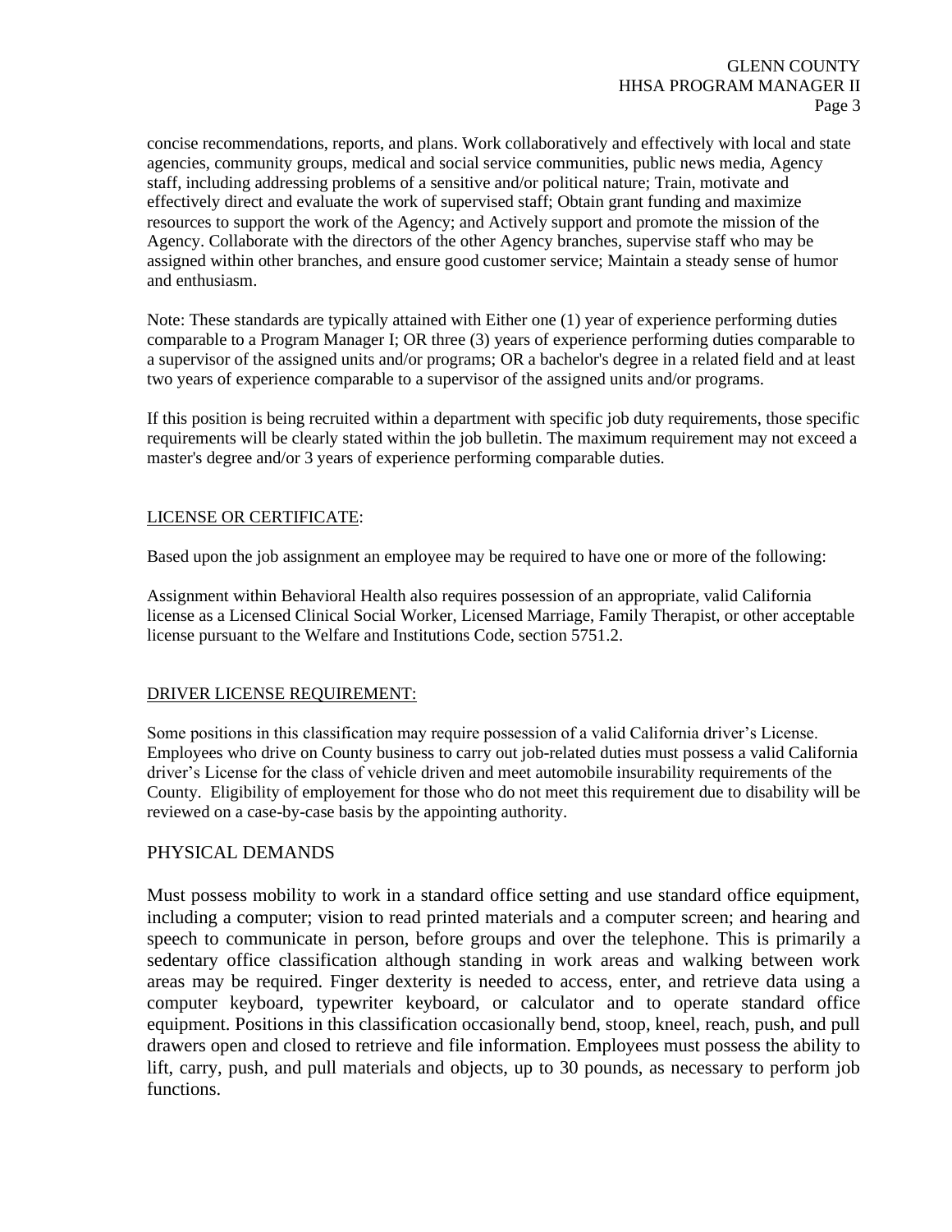concise recommendations, reports, and plans. Work collaboratively and effectively with local and state agencies, community groups, medical and social service communities, public news media, Agency staff, including addressing problems of a sensitive and/or political nature; Train, motivate and effectively direct and evaluate the work of supervised staff; Obtain grant funding and maximize resources to support the work of the Agency; and Actively support and promote the mission of the Agency. Collaborate with the directors of the other Agency branches, supervise staff who may be assigned within other branches, and ensure good customer service; Maintain a steady sense of humor and enthusiasm.

Note: These standards are typically attained with Either one (1) year of experience performing duties comparable to a Program Manager I; OR three (3) years of experience performing duties comparable to a supervisor of the assigned units and/or programs; OR a bachelor's degree in a related field and at least two years of experience comparable to a supervisor of the assigned units and/or programs.

If this position is being recruited within a department with specific job duty requirements, those specific requirements will be clearly stated within the job bulletin. The maximum requirement may not exceed a master's degree and/or 3 years of experience performing comparable duties.

## LICENSE OR CERTIFICATE:

Based upon the job assignment an employee may be required to have one or more of the following:

Assignment within Behavioral Health also requires possession of an appropriate, valid California license as a Licensed Clinical Social Worker, Licensed Marriage, Family Therapist, or other acceptable license pursuant to the Welfare and Institutions Code, section 5751.2.

## DRIVER LICENSE REQUIREMENT:

Some positions in this classification may require possession of a valid California driver's License. Employees who drive on County business to carry out job-related duties must possess a valid California driver's License for the class of vehicle driven and meet automobile insurability requirements of the County. Eligibility of employement for those who do not meet this requirement due to disability will be reviewed on a case-by-case basis by the appointing authority.

## PHYSICAL DEMANDS

Must possess mobility to work in a standard office setting and use standard office equipment, including a computer; vision to read printed materials and a computer screen; and hearing and speech to communicate in person, before groups and over the telephone. This is primarily a sedentary office classification although standing in work areas and walking between work areas may be required. Finger dexterity is needed to access, enter, and retrieve data using a computer keyboard, typewriter keyboard, or calculator and to operate standard office equipment. Positions in this classification occasionally bend, stoop, kneel, reach, push, and pull drawers open and closed to retrieve and file information. Employees must possess the ability to lift, carry, push, and pull materials and objects, up to 30 pounds, as necessary to perform job functions.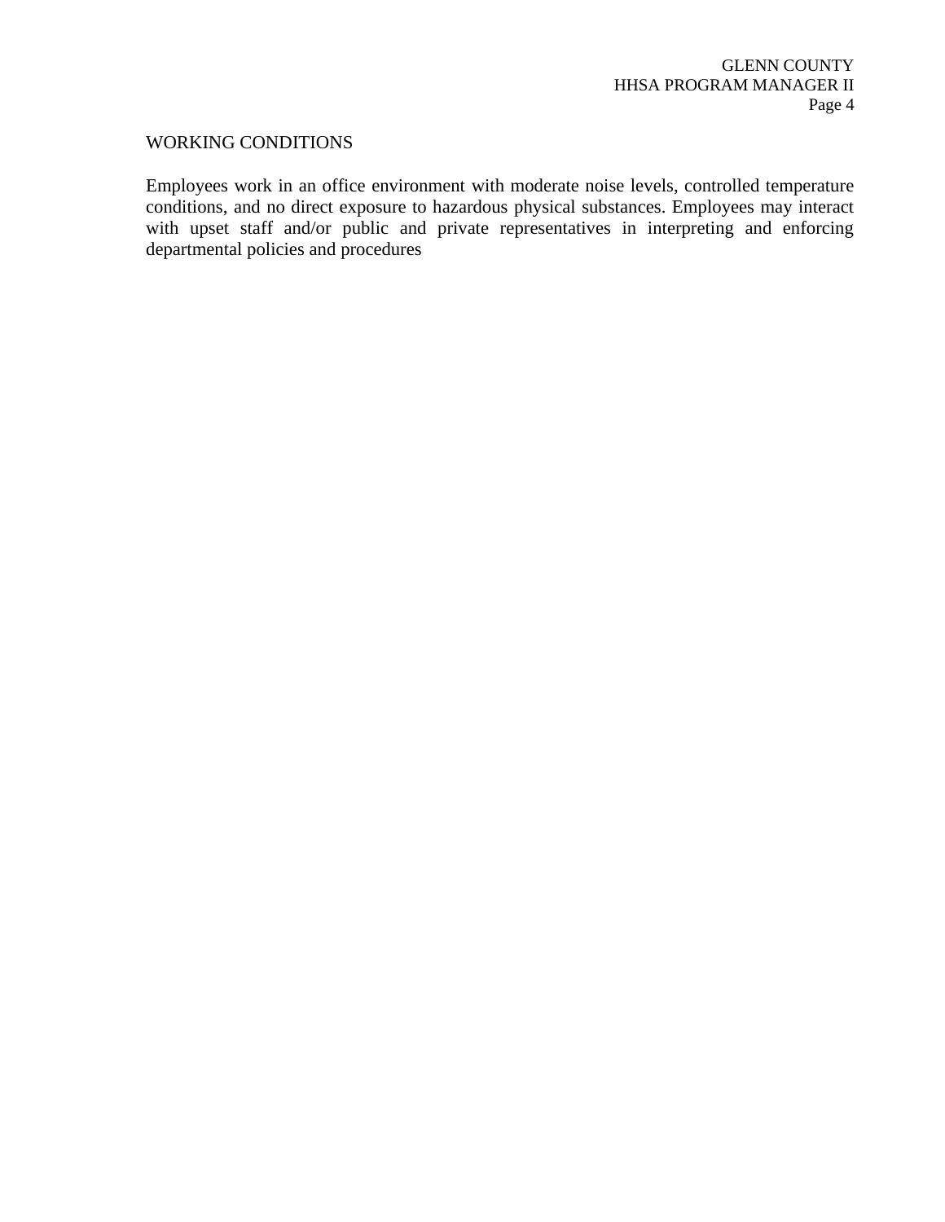## WORKING CONDITIONS

Employees work in an office environment with moderate noise levels, controlled temperature conditions, and no direct exposure to hazardous physical substances. Employees may interact with upset staff and/or public and private representatives in interpreting and enforcing departmental policies and procedures